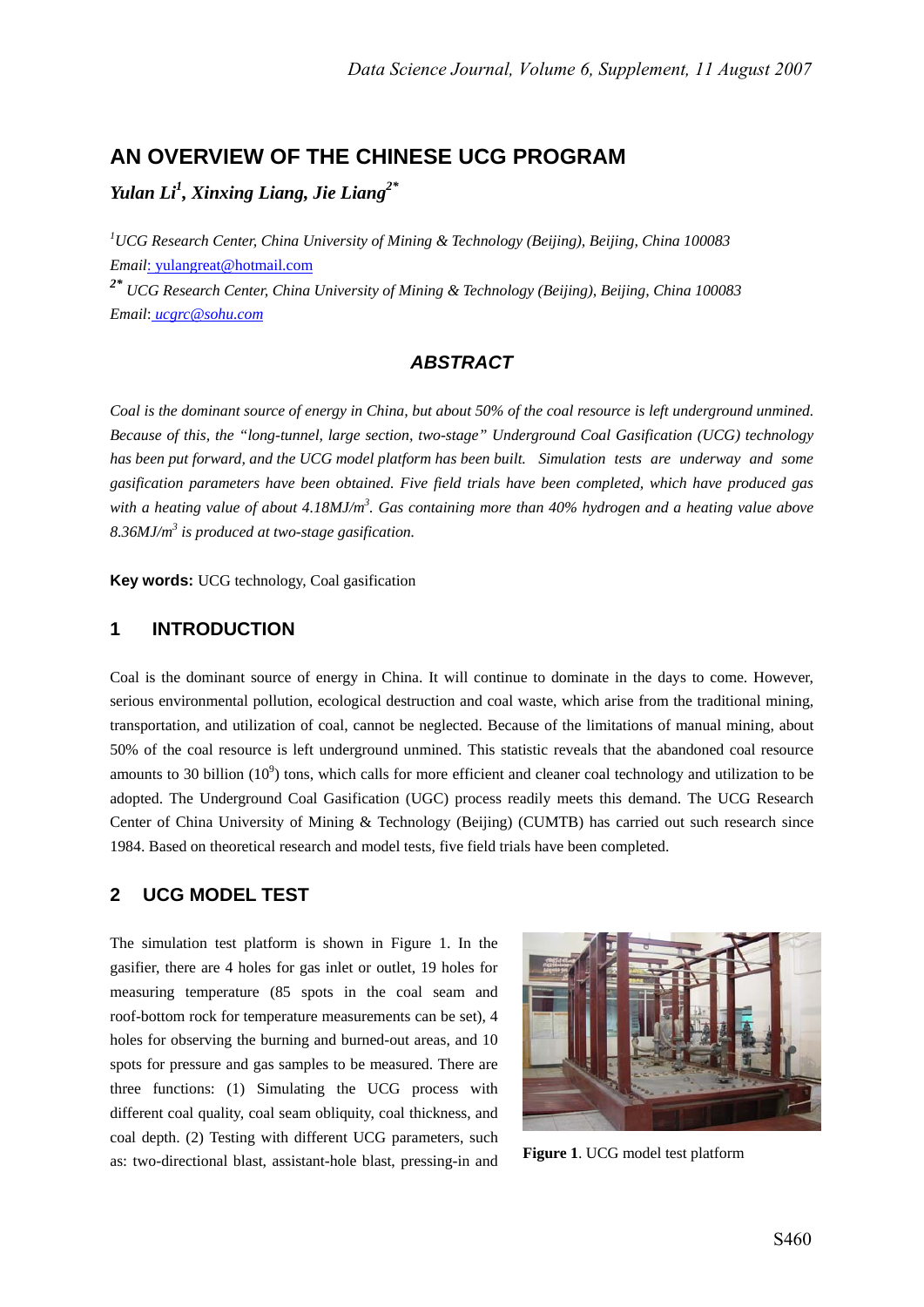# AN OVERVIEW OF THE CHINESE UCG PROGRAM

***Yulan Li*[1], *Xinxing Liang, Jie Liang*[2*]**

*[1]UCG Research Center, China University of Mining & Technology (Beijing), Beijing, China 100083*
*Email*: yulangreat@hotmail.com
*[2*] UCG Research Center, China University of Mining & Technology (Beijing), Beijing, China 100083*
*Email*: ucgrc@sohu.com

## *ABSTRACT*

*Coal is the dominant source of energy in China, but about 50% of the coal resource is left underground unmined. Because of this, the "long-tunnel, large section, two-stage" Underground Coal Gasification (UCG) technology has been put forward, and the UCG model platform has been built. Simulation tests are underway and some gasification parameters have been obtained. Five field trials have been completed, which have produced gas with a heating value of about 4.18MJ/m$^3$. Gas containing more than 40% hydrogen and a heating value above 8.36MJ/m$^3$ is produced at two-stage gasification.*

**Key words:** UCG technology, Coal gasification

## 1 INTRODUCTION

Coal is the dominant source of energy in China. It will continue to dominate in the days to come. However, serious environmental pollution, ecological destruction and coal waste, which arise from the traditional mining, transportation, and utilization of coal, cannot be neglected. Because of the limitations of manual mining, about 50% of the coal resource is left underground unmined. This statistic reveals that the abandoned coal resource amounts to 30 billion ($10^9$) tons, which calls for more efficient and cleaner coal technology and utilization to be adopted. The Underground Coal Gasification (UGC) process readily meets this demand. The UCG Research Center of China University of Mining & Technology (Beijing) (CUMTB) has carried out such research since 1984. Based on theoretical research and model tests, five field trials have been completed.

## 2 UCG MODEL TEST

The simulation test platform is shown in Figure 1. In the gasifier, there are 4 holes for gas inlet or outlet, 19 holes for measuring temperature (85 spots in the coal seam and roof-bottom rock for temperature measurements can be set), 4 holes for observing the burning and burned-out areas, and 10 spots for pressure and gas samples to be measured. There are three functions: (1) Simulating the UCG process with different coal quality, coal seam obliquity, coal thickness, and coal depth. (2) Testing with different UCG parameters, such as: two-directional blast, assistant-hole blast, pressing-in and

**Figure 1**. UCG model test platform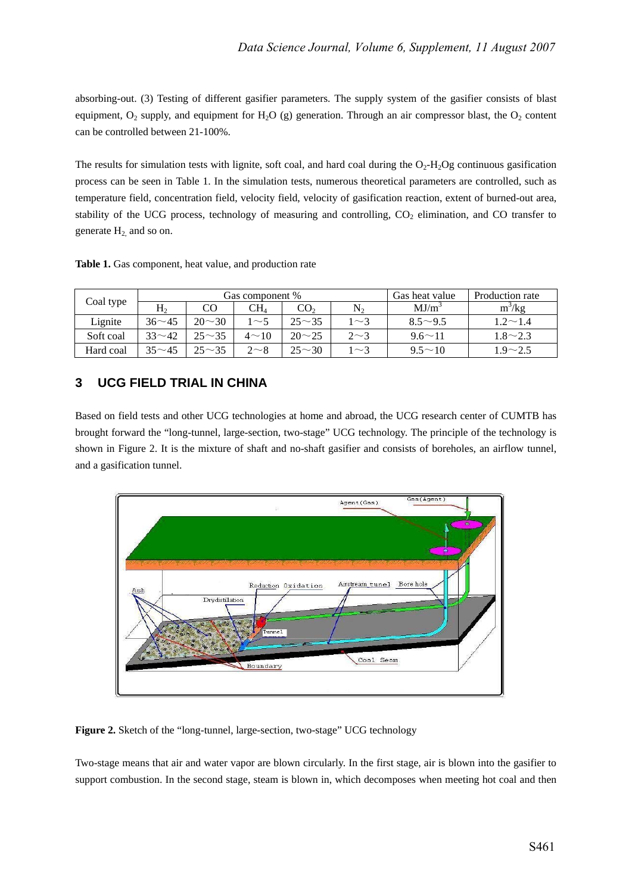absorbing-out. (3) Testing of different gasifier parameters. The supply system of the gasifier consists of blast equipment, $O_2$ supply, and equipment for $H_2O$ (g) generation. Through an air compressor blast, the $O_2$ content can be controlled between 21-100%.

The results for simulation tests with lignite, soft coal, and hard coal during the $O_2$-$H_2Og$ continuous gasification process can be seen in Table 1. In the simulation tests, numerous theoretical parameters are controlled, such as temperature field, concentration field, velocity field, velocity of gasification reaction, extent of burned-out area, stability of the UCG process, technology of measuring and controlling, $CO_2$ elimination, and CO transfer to generate $H_2$, and so on.

**Table 1.** Gas component, heat value, and production rate

| Coal type | Gas component % | | | | | Gas heat value | Production rate |
|---|---|---|---|---|---|---|---|
| | $H_2$ | CO | $CH_4$ | $CO_2$ | $N_2$ | $MJ/m^3$ | $m^3/kg$ |
| Lignite | 36～45 | 20～30 | 1～5 | 25～35 | 1～3 | 8.5～9.5 | 1.2～1.4 |
| Soft coal | 33～42 | 25～35 | 4～10 | 20～25 | 2～3 | 9.6～11 | 1.8～2.3 |
| Hard coal | 35～45 | 25～35 | 2～8 | 25～30 | 1～3 | 9.5～10 | 1.9～2.5 |

## 3 UCG FIELD TRIAL IN CHINA

Based on field tests and other UCG technologies at home and abroad, the UCG research center of CUMTB has brought forward the "long-tunnel, large-section, two-stage" UCG technology. The principle of the technology is shown in Figure 2. It is the mixture of shaft and no-shaft gasifier and consists of boreholes, an airflow tunnel, and a gasification tunnel.

**Figure 2.** Sketch of the "long-tunnel, large-section, two-stage" UCG technology

Two-stage means that air and water vapor are blown circularly. In the first stage, air is blown into the gasifier to support combustion. In the second stage, steam is blown in, which decomposes when meeting hot coal and then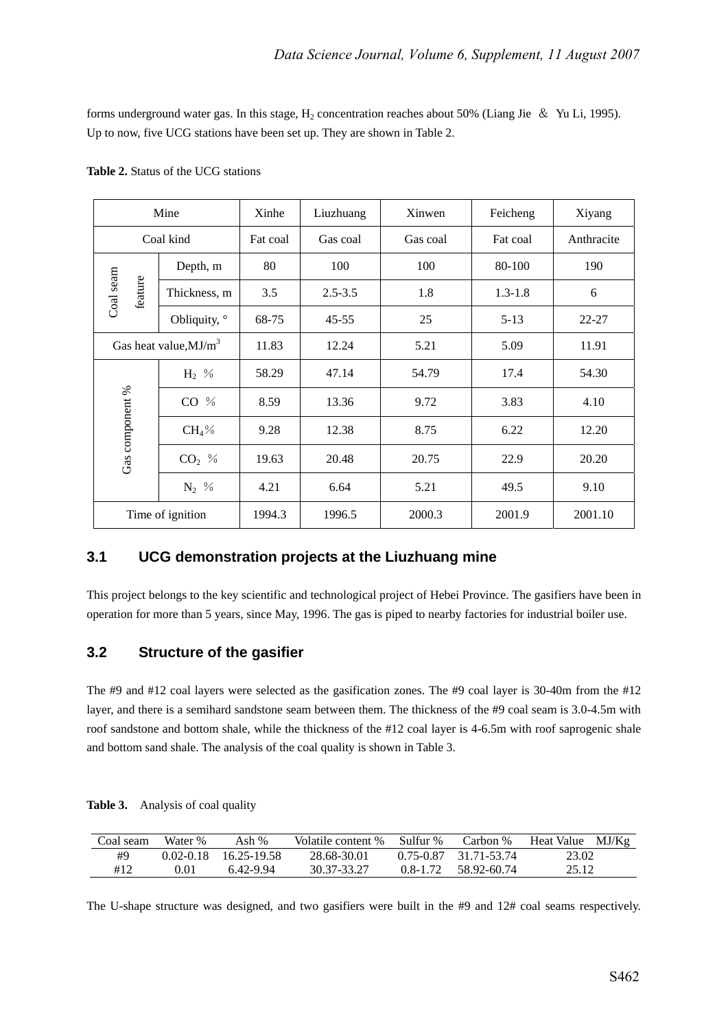forms underground water gas. In this stage, $H_2$ concentration reaches about 50% (Liang Jie ＆ Yu Li, 1995). Up to now, five UCG stations have been set up. They are shown in Table 2.

**Table 2.** Status of the UCG stations

| Mine | | Xinhe | Liuzhuang | Xinwen | Feicheng | Xiyang |
|---|---|---|---|---|---|---|
| Coal kind | | Fat coal | Gas coal | Gas coal | Fat coal | Anthracite |
| Coal seam feature | Depth, m | 80 | 100 | 100 | 80-100 | 190 |
| | Thickness, m | 3.5 | 2.5-3.5 | 1.8 | 1.3-1.8 | 6 |
| | Obliquity, ° | 68-75 | 45-55 | 25 | 5-13 | 22-27 |
| Gas heat value, $MJ/m^3$ | | 11.83 | 12.24 | 5.21 | 5.09 | 11.91 |
| Gas component % | $H_2$ ％ | 58.29 | 47.14 | 54.79 | 17.4 | 54.30 |
| | CO ％ | 8.59 | 13.36 | 9.72 | 3.83 | 4.10 |
| | $CH_4$％ | 9.28 | 12.38 | 8.75 | 6.22 | 12.20 |
| | $CO_2$ ％ | 19.63 | 20.48 | 20.75 | 22.9 | 20.20 |
| | $N_2$ ％ | 4.21 | 6.64 | 5.21 | 49.5 | 9.10 |
| Time of ignition | | 1994.3 | 1996.5 | 2000.3 | 2001.9 | 2001.10 |

## 3.1 UCG demonstration projects at the Liuzhuang mine

This project belongs to the key scientific and technological project of Hebei Province. The gasifiers have been in operation for more than 5 years, since May, 1996. The gas is piped to nearby factories for industrial boiler use.

## 3.2 Structure of the gasifier

The #9 and #12 coal layers were selected as the gasification zones. The #9 coal layer is 30-40m from the #12 layer, and there is a semihard sandstone seam between them. The thickness of the #9 coal seam is 3.0-4.5m with roof sandstone and bottom shale, while the thickness of the #12 coal layer is 4-6.5m with roof saprogenic shale and bottom sand shale. The analysis of the coal quality is shown in Table 3.

**Table 3.** Analysis of coal quality

| Coal seam | Water % | Ash % | Volatile content % | Sulfur % | Carbon % | Heat Value MJ/Kg |
|---|---|---|---|---|---|---|
| #9 | 0.02-0.18 | 16.25-19.58 | 28.68-30.01 | 0.75-0.87 | 31.71-53.74 | 23.02 |
| #12 | 0.01 | 6.42-9.94 | 30.37-33.27 | 0.8-1.72 | 58.92-60.74 | 25.12 |

The U-shape structure was designed, and two gasifiers were built in the #9 and 12# coal seams respectively.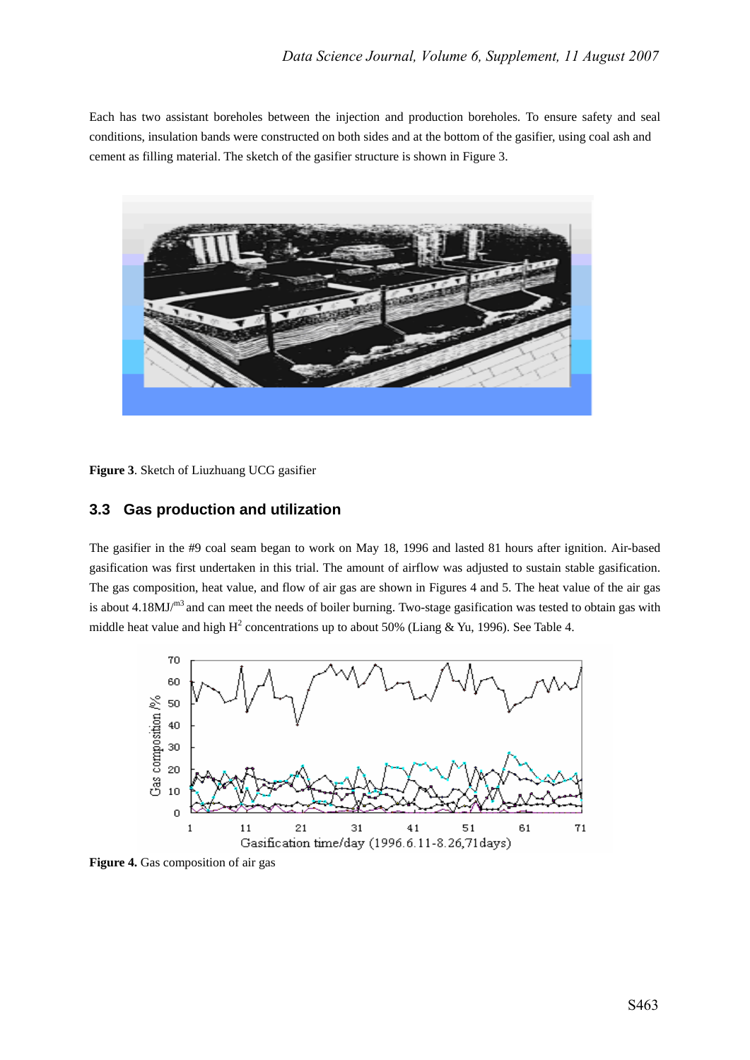Each has two assistant boreholes between the injection and production boreholes. To ensure safety and seal conditions, insulation bands were constructed on both sides and at the bottom of the gasifier, using coal ash and cement as filling material. The sketch of the gasifier structure is shown in Figure 3.

**Figure 3**. Sketch of Liuzhuang UCG gasifier

## 3.3 Gas production and utilization

The gasifier in the #9 coal seam began to work on May 18, 1996 and lasted 81 hours after ignition. Air-based gasification was first undertaken in this trial. The amount of airflow was adjusted to sustain stable gasification. The gas composition, heat value, and flow of air gas are shown in Figures 4 and 5. The heat value of the air gas is about 4.18MJ/$^{m3}$ and can meet the needs of boiler burning. Two-stage gasification was tested to obtain gas with middle heat value and high $H^2$ concentrations up to about 50% (Liang & Yu, 1996). See Table 4.

**Figure 4.** Gas composition of air gas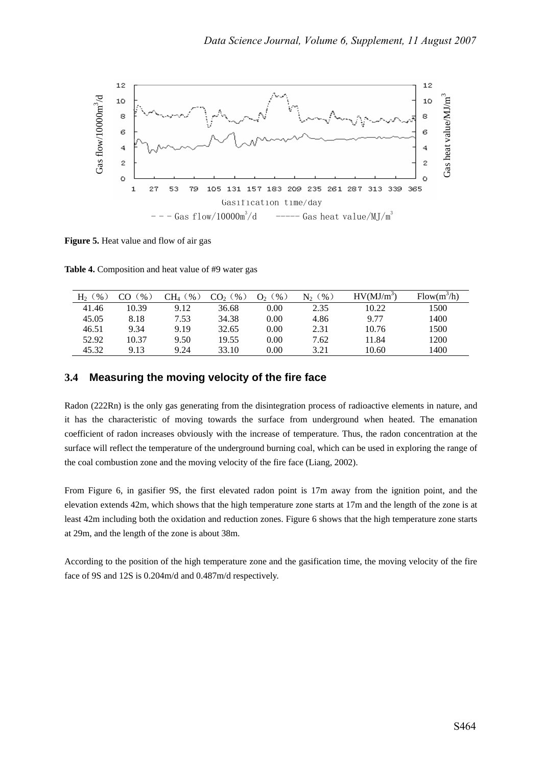Figure 5. Heat value and flow of air gas

**Table 4.** Composition and heat value of #9 water gas

| $H_2$ (%) | CO (%) | $CH_4$ (%) | $CO_2$ (%) | $O_2$ (%) | $N_2$ (%) | HV($MJ/m^3$) | Flow($m^3/h$) |
|---|---|---|---|---|---|---|---|
| 41.46 | 10.39 | 9.12 | 36.68 | 0.00 | 2.35 | 10.22 | 1500 |
| 45.05 | 8.18 | 7.53 | 34.38 | 0.00 | 4.86 | 9.77 | 1400 |
| 46.51 | 9.34 | 9.19 | 32.65 | 0.00 | 2.31 | 10.76 | 1500 |
| 52.92 | 10.37 | 9.50 | 19.55 | 0.00 | 7.62 | 11.84 | 1200 |
| 45.32 | 9.13 | 9.24 | 33.10 | 0.00 | 3.21 | 10.60 | 1400 |

### 3.4 Measuring the moving velocity of the fire face

Radon (222Rn) is the only gas generating from the disintegration process of radioactive elements in nature, and it has the characteristic of moving towards the surface from underground when heated. The emanation coefficient of radon increases obviously with the increase of temperature. Thus, the radon concentration at the surface will reflect the temperature of the underground burning coal, which can be used in exploring the range of the coal combustion zone and the moving velocity of the fire face (Liang, 2002).

From Figure 6, in gasifier 9S, the first elevated radon point is 17m away from the ignition point, and the elevation extends 42m, which shows that the high temperature zone starts at 17m and the length of the zone is at least 42m including both the oxidation and reduction zones. Figure 6 shows that the high temperature zone starts at 29m, and the length of the zone is about 38m.

According to the position of the high temperature zone and the gasification time, the moving velocity of the fire face of 9S and 12S is 0.204m/d and 0.487m/d respectively.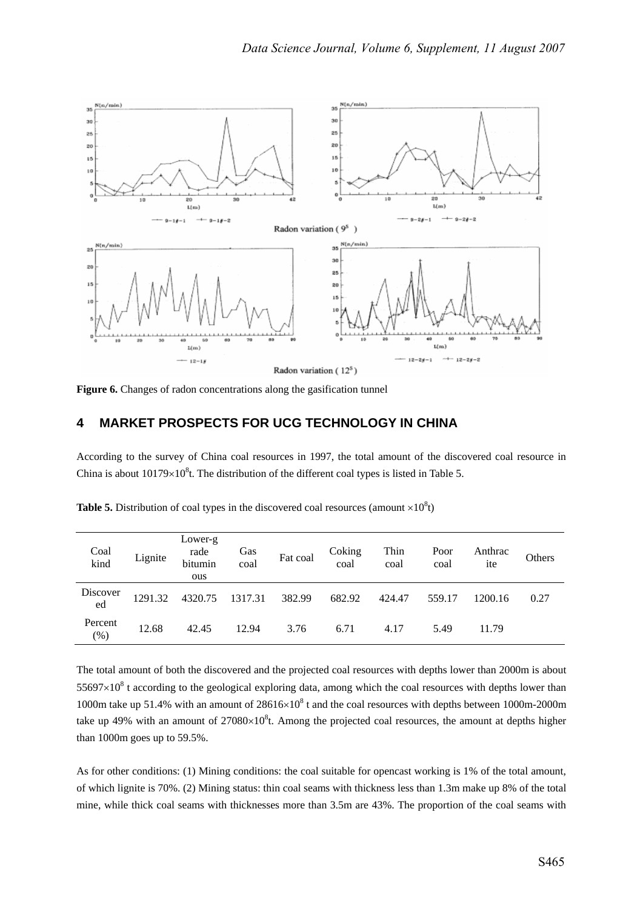Figure 6. Changes of radon concentrations along the gasification tunnel

## 4 MARKET PROSPECTS FOR UCG TECHNOLOGY IN CHINA

According to the survey of China coal resources in 1997, the total amount of the discovered coal resource in China is about $10179\times10^8$t. The distribution of the different coal types is listed in Table 5.

**Table 5.** Distribution of coal types in the discovered coal resources (amount $\times10^8$t)

| Coal kind | Lignite | Lower-grade bituminous | Gas coal | Fat coal | Coking coal | Thin coal | Poor coal | Anthracite | Others |
|---|---|---|---|---|---|---|---|---|---|
| Discovered | 1291.32 | 4320.75 | 1317.31 | 382.99 | 682.92 | 424.47 | 559.17 | 1200.16 | 0.27 |
| Percent (%) | 12.68 | 42.45 | 12.94 | 3.76 | 6.71 | 4.17 | 5.49 | 11.79 | |

The total amount of both the discovered and the projected coal resources with depths lower than 2000m is about $55697\times10^8$ t according to the geological exploring data, among which the coal resources with depths lower than 1000m take up 51.4% with an amount of $28616\times10^8$ t and the coal resources with depths between 1000m-2000m take up 49% with an amount of $27080\times10^8$t. Among the projected coal resources, the amount at depths higher than 1000m goes up to 59.5%.

As for other conditions: (1) Mining conditions: the coal suitable for opencast working is 1% of the total amount, of which lignite is 70%. (2) Mining status: thin coal seams with thickness less than 1.3m make up 8% of the total mine, while thick coal seams with thicknesses more than 3.5m are 43%. The proportion of the coal seams with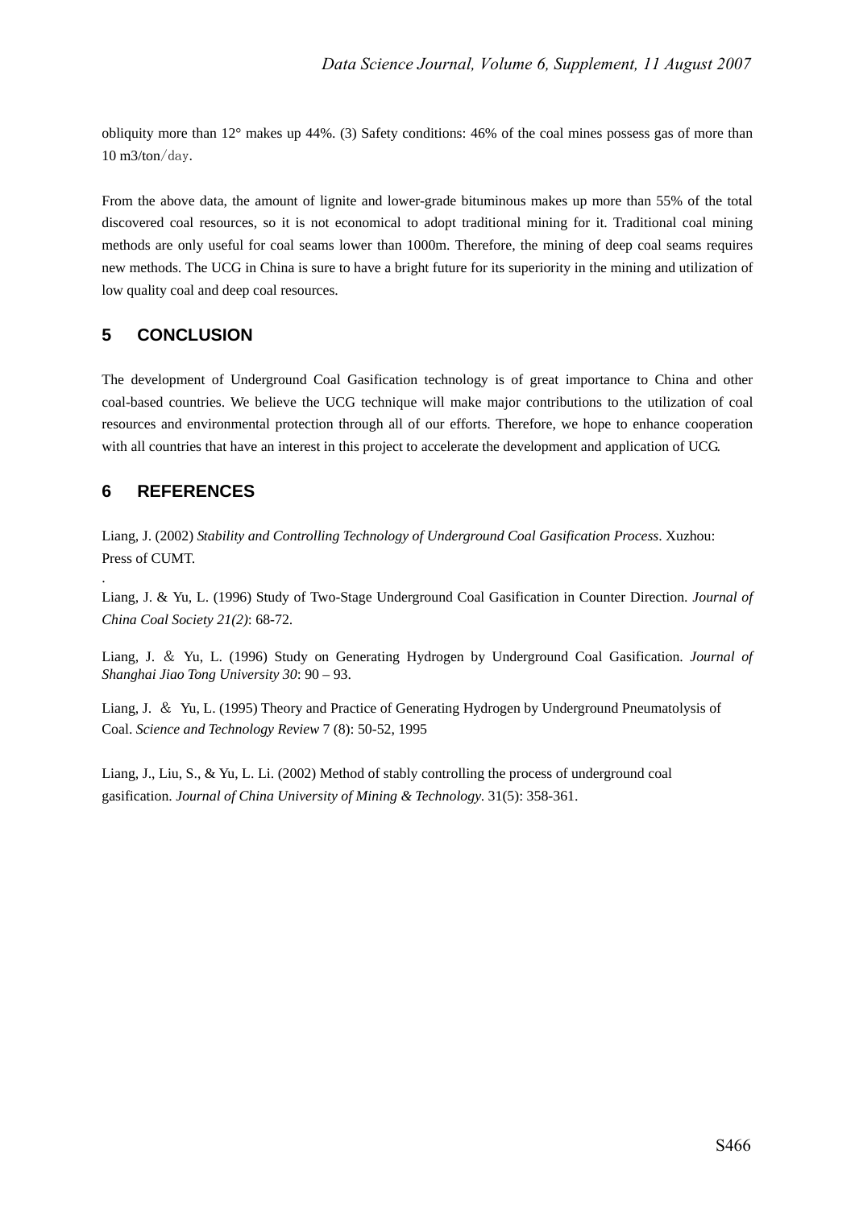obliquity more than 12° makes up 44%. (3) Safety conditions: 46% of the coal mines possess gas of more than 10 m3/ton/day.

From the above data, the amount of lignite and lower-grade bituminous makes up more than 55% of the total discovered coal resources, so it is not economical to adopt traditional mining for it. Traditional coal mining methods are only useful for coal seams lower than 1000m. Therefore, the mining of deep coal seams requires new methods. The UCG in China is sure to have a bright future for its superiority in the mining and utilization of low quality coal and deep coal resources.

## 5 CONCLUSION

The development of Underground Coal Gasification technology is of great importance to China and other coal-based countries. We believe the UCG technique will make major contributions to the utilization of coal resources and environmental protection through all of our efforts. Therefore, we hope to enhance cooperation with all countries that have an interest in this project to accelerate the development and application of UCG.

## 6 REFERENCES

Liang, J. (2002) *Stability and Controlling Technology of Underground Coal Gasification Process*. Xuzhou: Press of CUMT.

Liang, J. & Yu, L. (1996) Study of Two-Stage Underground Coal Gasification in Counter Direction. *Journal of China Coal Society 21(2)*: 68-72.

Liang, J. ＆ Yu, L. (1996) Study on Generating Hydrogen by Underground Coal Gasification. *Journal of Shanghai Jiao Tong University 30*: 90 – 93.

Liang, J. ＆ Yu, L. (1995) Theory and Practice of Generating Hydrogen by Underground Pneumatolysis of Coal. *Science and Technology Review* 7 (8): 50-52, 1995

Liang, J., Liu, S., & Yu, L. Li. (2002) Method of stably controlling the process of underground coal gasification. *Journal of China University of Mining & Technology*. 31(5): 358-361.